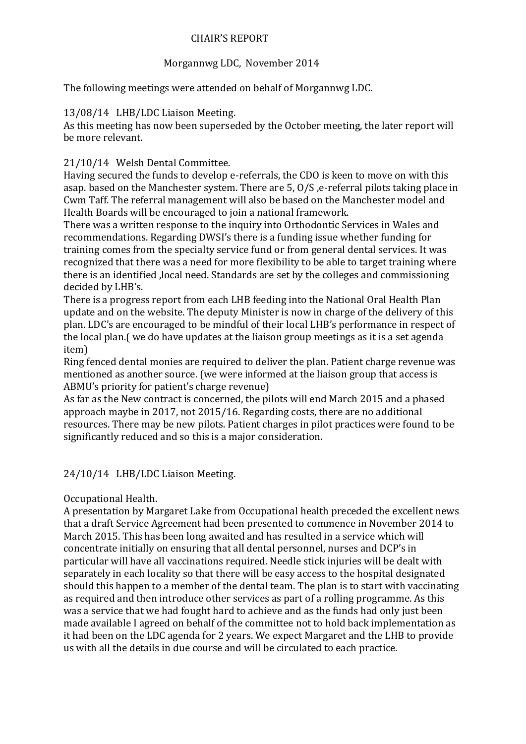# CHAIR'S REPORT

## Morgannwg LDC, November 2014

The following meetings were attended on behalf of Morgannwg LDC.

13/08/14 LHB/LDC Liaison Meeting.
As this meeting has now been superseded by the October meeting, the later report will be more relevant.

21/10/14 Welsh Dental Committee.
Having secured the funds to develop e-referrals, the CDO is keen to move on with this asap. based on the Manchester system. There are 5, O/S ,e-referral pilots taking place in Cwm Taff. The referral management will also be based on the Manchester model and Health Boards will be encouraged to join a national framework.
There was a written response to the inquiry into Orthodontic Services in Wales and recommendations. Regarding DWSI's there is a funding issue whether funding for training comes from the specialty service fund or from general dental services. It was recognized that there was a need for more flexibility to be able to target training where there is an identified ,local need. Standards are set by the colleges and commissioning decided by LHB's.
There is a progress report from each LHB feeding into the National Oral Health Plan update and on the website. The deputy Minister is now in charge of the delivery of this plan. LDC's are encouraged to be mindful of their local LHB's performance in respect of the local plan.( we do have updates at the liaison group meetings as it is a set agenda item)
Ring fenced dental monies are required to deliver the plan. Patient charge revenue was mentioned as another source. (we were informed at the liaison group that access is ABMU's priority for patient's charge revenue)
As far as the New contract is concerned, the pilots will end March 2015 and a phased approach maybe in 2017, not 2015/16. Regarding costs, there are no additional resources. There may be new pilots. Patient charges in pilot practices were found to be significantly reduced and so this is a major consideration.

24/10/14 LHB/LDC Liaison Meeting.

Occupational Health.
A presentation by Margaret Lake from Occupational health preceded the excellent news that a draft Service Agreement had been presented to commence in November 2014 to March 2015. This has been long awaited and has resulted in a service which will concentrate initially on ensuring that all dental personnel, nurses and DCP's in particular will have all vaccinations required. Needle stick injuries will be dealt with separately in each locality so that there will be easy access to the hospital designated should this happen to a member of the dental team. The plan is to start with vaccinating as required and then introduce other services as part of a rolling programme. As this was a service that we had fought hard to achieve and as the funds had only just been made available I agreed on behalf of the committee not to hold back implementation as it had been on the LDC agenda for 2 years. We expect Margaret and the LHB to provide us with all the details in due course and will be circulated to each practice.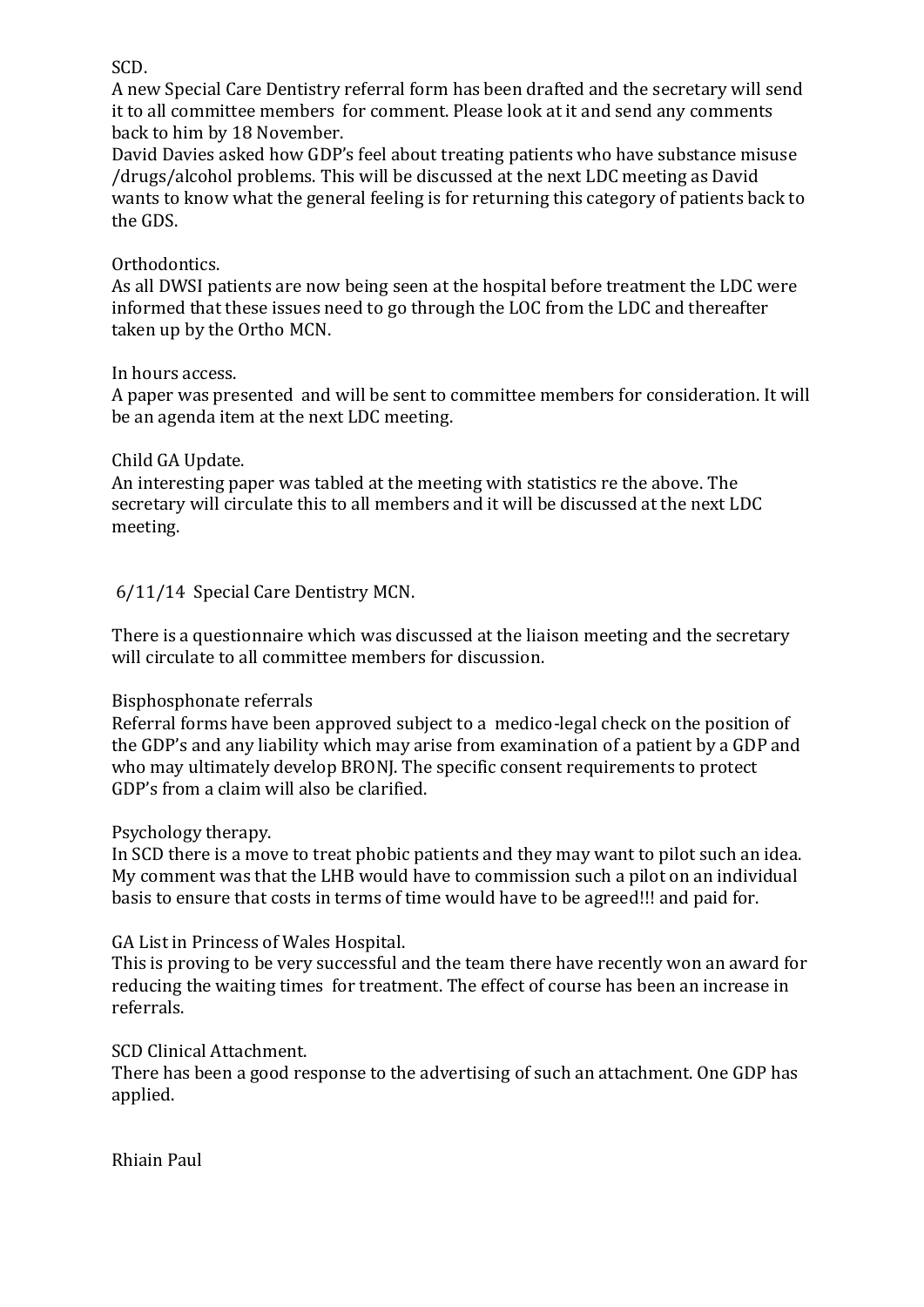SCD.

A new Special Care Dentistry referral form has been drafted and the secretary will send it to all committee members for comment. Please look at it and send any comments back to him by 18 November.

David Davies asked how GDP's feel about treating patients who have substance misuse /drugs/alcohol problems. This will be discussed at the next LDC meeting as David wants to know what the general feeling is for returning this category of patients back to the GDS.

Orthodontics.

As all DWSI patients are now being seen at the hospital before treatment the LDC were informed that these issues need to go through the LOC from the LDC and thereafter taken up by the Ortho MCN.

In hours access.

A paper was presented and will be sent to committee members for consideration. It will be an agenda item at the next LDC meeting.

Child GA Update.

An interesting paper was tabled at the meeting with statistics re the above. The secretary will circulate this to all members and it will be discussed at the next LDC meeting.

6/11/14 Special Care Dentistry MCN.

There is a questionnaire which was discussed at the liaison meeting and the secretary will circulate to all committee members for discussion.

Bisphosphonate referrals

Referral forms have been approved subject to a medico-legal check on the position of the GDP's and any liability which may arise from examination of a patient by a GDP and who may ultimately develop BRONJ. The specific consent requirements to protect GDP's from a claim will also be clarified.

Psychology therapy.

In SCD there is a move to treat phobic patients and they may want to pilot such an idea. My comment was that the LHB would have to commission such a pilot on an individual basis to ensure that costs in terms of time would have to be agreed!!! and paid for.

GA List in Princess of Wales Hospital.

This is proving to be very successful and the team there have recently won an award for reducing the waiting times for treatment. The effect of course has been an increase in referrals.

SCD Clinical Attachment.

There has been a good response to the advertising of such an attachment. One GDP has applied.

Rhiain Paul